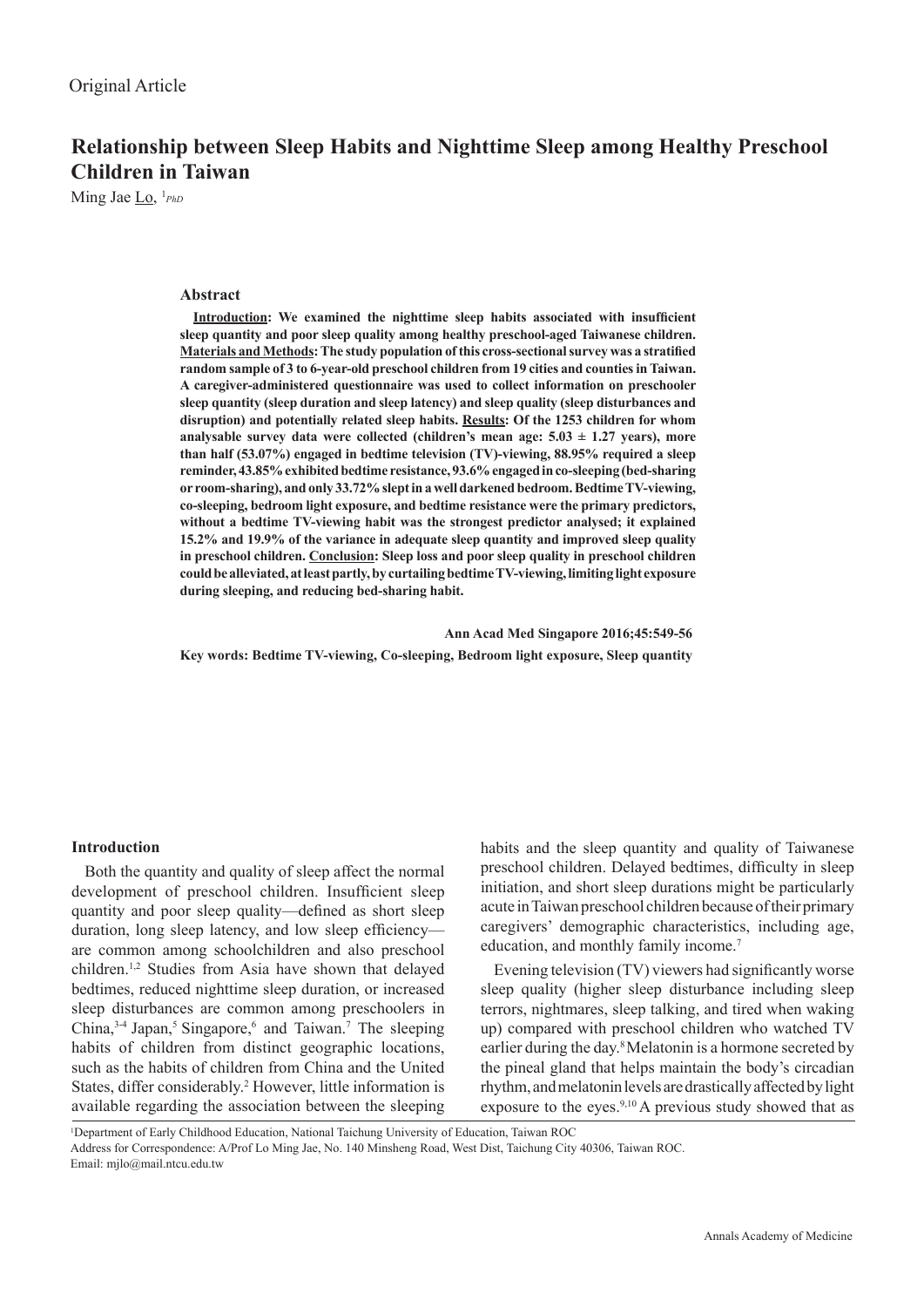Original Article

# Relationship between Sleep Habits and Nighttime Sleep among Healthy Preschool Children in Taiwan

Ming Jae Lo, [1]*PhD*

### Abstract

**Introduction: We examined the nighttime sleep habits associated with insufficient sleep quantity and poor sleep quality among healthy preschool-aged Taiwanese children. Materials and Methods: The study population of this cross-sectional survey was a stratified random sample of 3 to 6-year-old preschool children from 19 cities and counties in Taiwan. A caregiver-administered questionnaire was used to collect information on preschooler sleep quantity (sleep duration and sleep latency) and sleep quality (sleep disturbances and disruption) and potentially related sleep habits. Results: Of the 1253 children for whom analysable survey data were collected (children's mean age: 5.03 ± 1.27 years), more than half (53.07%) engaged in bedtime television (TV)-viewing, 88.95% required a sleep reminder, 43.85% exhibited bedtime resistance, 93.6% engaged in co-sleeping (bed-sharing or room-sharing), and only 33.72% slept in a well darkened bedroom. Bedtime TV-viewing, co-sleeping, bedroom light exposure, and bedtime resistance were the primary predictors, without a bedtime TV-viewing habit was the strongest predictor analysed; it explained 15.2% and 19.9% of the variance in adequate sleep quantity and improved sleep quality in preschool children. Conclusion: Sleep loss and poor sleep quality in preschool children could be alleviated, at least partly, by curtailing bedtime TV-viewing, limiting light exposure during sleeping, and reducing bed-sharing habit.**

**Ann Acad Med Singapore 2016;45:549-56**

**Key words: Bedtime TV-viewing, Co-sleeping, Bedroom light exposure, Sleep quantity**

## Introduction

Both the quantity and quality of sleep affect the normal development of preschool children. Insufficient sleep quantity and poor sleep quality—defined as short sleep duration, long sleep latency, and low sleep efficiency—are common among schoolchildren and also preschool children.[1,2] Studies from Asia have shown that delayed bedtimes, reduced nighttime sleep duration, or increased sleep disturbances are common among preschoolers in China,[3-4] Japan,[5] Singapore,[6] and Taiwan.[7] The sleeping habits of children from distinct geographic locations, such as the habits of children from China and the United States, differ considerably.[2] However, little information is available regarding the association between the sleeping habits and the sleep quantity and quality of Taiwanese preschool children. Delayed bedtimes, difficulty in sleep initiation, and short sleep durations might be particularly acute in Taiwan preschool children because of their primary caregivers' demographic characteristics, including age, education, and monthly family income.[7]

Evening television (TV) viewers had significantly worse sleep quality (higher sleep disturbance including sleep terrors, nightmares, sleep talking, and tired when waking up) compared with preschool children who watched TV earlier during the day.[8] Melatonin is a hormone secreted by the pineal gland that helps maintain the body's circadian rhythm, and melatonin levels are drastically affected by light exposure to the eyes.[9,10] A previous study showed that as

[1]Department of Early Childhood Education, National Taichung University of Education, Taiwan ROC
Address for Correspondence: A/Prof Lo Ming Jae, No. 140 Minsheng Road, West Dist, Taichung City 40306, Taiwan ROC.
Email: mjlo@mail.ntcu.edu.tw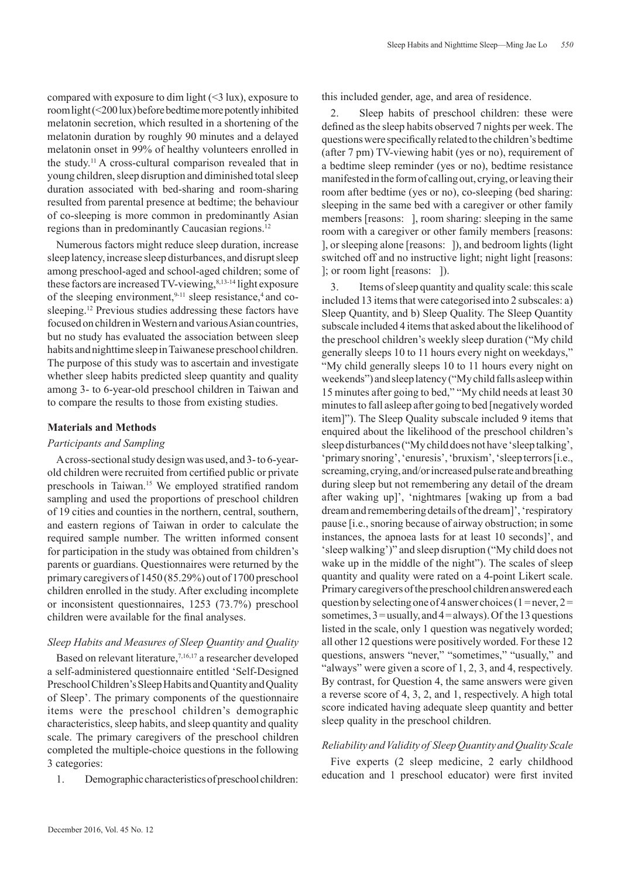compared with exposure to dim light (<3 lux), exposure to room light (<200 lux) before bedtime more potently inhibited melatonin secretion, which resulted in a shortening of the melatonin duration by roughly 90 minutes and a delayed melatonin onset in 99% of healthy volunteers enrolled in the study.[11] A cross-cultural comparison revealed that in young children, sleep disruption and diminished total sleep duration associated with bed-sharing and room-sharing resulted from parental presence at bedtime; the behaviour of co-sleeping is more common in predominantly Asian regions than in predominantly Caucasian regions.[12]

Numerous factors might reduce sleep duration, increase sleep latency, increase sleep disturbances, and disrupt sleep among preschool-aged and school-aged children; some of these factors are increased TV-viewing,[8,13-14] light exposure of the sleeping environment,[9-11] sleep resistance,[4] and co-sleeping.[12] Previous studies addressing these factors have focused on children in Western and various Asian countries, but no study has evaluated the association between sleep habits and nighttime sleep in Taiwanese preschool children. The purpose of this study was to ascertain and investigate whether sleep habits predicted sleep quantity and quality among 3- to 6-year-old preschool children in Taiwan and to compare the results to those from existing studies.

## Materials and Methods

### *Participants and Sampling*

A cross-sectional study design was used, and 3- to 6-year-old children were recruited from certified public or private preschools in Taiwan.[15] We employed stratified random sampling and used the proportions of preschool children of 19 cities and counties in the northern, central, southern, and eastern regions of Taiwan in order to calculate the required sample number. The written informed consent for participation in the study was obtained from children's parents or guardians. Questionnaires were returned by the primary caregivers of 1450 (85.29%) out of 1700 preschool children enrolled in the study. After excluding incomplete or inconsistent questionnaires, 1253 (73.7%) preschool children were available for the final analyses.

### *Sleep Habits and Measures of Sleep Quantity and Quality*

Based on relevant literature,[7,16,17] a researcher developed a self-administered questionnaire entitled 'Self-Designed Preschool Children's Sleep Habits and Quantity and Quality of Sleep'. The primary components of the questionnaire items were the preschool children's demographic characteristics, sleep habits, and sleep quantity and quality scale. The primary caregivers of the preschool children completed the multiple-choice questions in the following 3 categories:

1. Demographic characteristics of preschool children: this included gender, age, and area of residence.

2. Sleep habits of preschool children: these were defined as the sleep habits observed 7 nights per week. The questions were specifically related to the children's bedtime (after 7 pm) TV-viewing habit (yes or no), requirement of a bedtime sleep reminder (yes or no), bedtime resistance manifested in the form of calling out, crying, or leaving their room after bedtime (yes or no), co-sleeping (bed sharing: sleeping in the same bed with a caregiver or other family members [reasons: ], room sharing: sleeping in the same room with a caregiver or other family members [reasons: ], or sleeping alone [reasons: ]), and bedroom lights (light switched off and no instructive light; night light [reasons: ]; or room light [reasons: ]).

3. Items of sleep quantity and quality scale: this scale included 13 items that were categorised into 2 subscales: a) Sleep Quantity, and b) Sleep Quality. The Sleep Quantity subscale included 4 items that asked about the likelihood of the preschool children's weekly sleep duration ("My child generally sleeps 10 to 11 hours every night on weekdays," "My child generally sleeps 10 to 11 hours every night on weekends") and sleep latency ("My child falls asleep within 15 minutes after going to bed," "My child needs at least 30 minutes to fall asleep after going to bed [negatively worded item]"). The Sleep Quality subscale included 9 items that enquired about the likelihood of the preschool children's sleep disturbances ("My child does not have 'sleep talking', 'primary snoring', 'enuresis', 'bruxism', 'sleep terrors [i.e., screaming, crying, and/or increased pulse rate and breathing during sleep but not remembering any detail of the dream after waking up]', 'nightmares [waking up from a bad dream and remembering details of the dream]', 'respiratory pause [i.e., snoring because of airway obstruction; in some instances, the apnoea lasts for at least 10 seconds]', and 'sleep walking')" and sleep disruption ("My child does not wake up in the middle of the night"). The scales of sleep quantity and quality were rated on a 4-point Likert scale. Primary caregivers of the preschool children answered each question by selecting one of 4 answer choices (1 = never, 2 = sometimes, 3 = usually, and 4 = always). Of the 13 questions listed in the scale, only 1 question was negatively worded; all other 12 questions were positively worded. For these 12 questions, answers "never," "sometimes," "usually," and "always" were given a score of 1, 2, 3, and 4, respectively. By contrast, for Question 4, the same answers were given a reverse score of 4, 3, 2, and 1, respectively. A high total score indicated having adequate sleep quantity and better sleep quality in the preschool children.

### *Reliability and Validity of Sleep Quantity and Quality Scale*

Five experts (2 sleep medicine, 2 early childhood education and 1 preschool educator) were first invited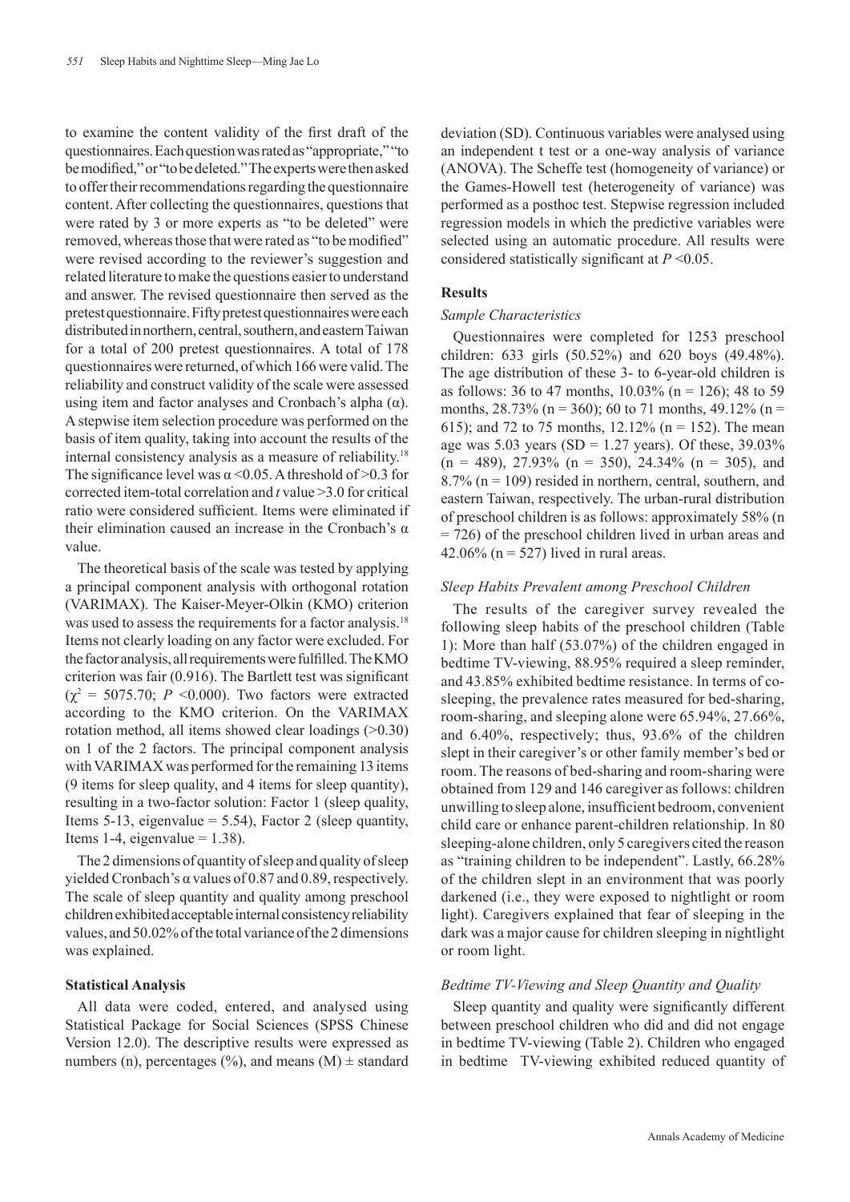to examine the content validity of the first draft of the questionnaires. Each question was rated as "appropriate," "to be modified," or "to be deleted." The experts were then asked to offer their recommendations regarding the questionnaire content. After collecting the questionnaires, questions that were rated by 3 or more experts as "to be deleted" were removed, whereas those that were rated as "to be modified" were revised according to the reviewer's suggestion and related literature to make the questions easier to understand and answer. The revised questionnaire then served as the pretest questionnaire. Fifty pretest questionnaires were each distributed in northern, central, southern, and eastern Taiwan for a total of 200 pretest questionnaires. A total of 178 questionnaires were returned, of which 166 were valid. The reliability and construct validity of the scale were assessed using item and factor analyses and Cronbach's alpha (α). A stepwise item selection procedure was performed on the basis of item quality, taking into account the results of the internal consistency analysis as a measure of reliability.[18] The significance level was $\alpha < 0.05$. A threshold of >0.3 for corrected item-total correlation and *t* value >3.0 for critical ratio were considered sufficient. Items were eliminated if their elimination caused an increase in the Cronbach's α value.

The theoretical basis of the scale was tested by applying a principal component analysis with orthogonal rotation (VARIMAX). The Kaiser-Meyer-Olkin (KMO) criterion was used to assess the requirements for a factor analysis.[18] Items not clearly loading on any factor were excluded. For the factor analysis, all requirements were fulfilled. The KMO criterion was fair (0.916). The Bartlett test was significant ($\chi^2$ = 5075.70; $P$ <0.000). Two factors were extracted according to the KMO criterion. On the VARIMAX rotation method, all items showed clear loadings (>0.30) on 1 of the 2 factors. The principal component analysis with VARIMAX was performed for the remaining 13 items (9 items for sleep quality, and 4 items for sleep quantity), resulting in a two-factor solution: Factor 1 (sleep quality, Items 5-13, eigenvalue = 5.54), Factor 2 (sleep quantity, Items 1-4, eigenvalue = 1.38).

The 2 dimensions of quantity of sleep and quality of sleep yielded Cronbach's α values of 0.87 and 0.89, respectively. The scale of sleep quantity and quality among preschool children exhibited acceptable internal consistency reliability values, and 50.02% of the total variance of the 2 dimensions was explained.

### Statistical Analysis

All data were coded, entered, and analysed using Statistical Package for Social Sciences (SPSS Chinese Version 12.0). The descriptive results were expressed as numbers (n), percentages (%), and means (M) ± standard deviation (SD). Continuous variables were analysed using an independent t test or a one-way analysis of variance (ANOVA). The Scheffe test (homogeneity of variance) or the Games-Howell test (heterogeneity of variance) was performed as a posthoc test. Stepwise regression included regression models in which the predictive variables were selected using an automatic procedure. All results were considered statistically significant at $P$ <0.05.

## Results

### *Sample Characteristics*

Questionnaires were completed for 1253 preschool children: 633 girls (50.52%) and 620 boys (49.48%). The age distribution of these 3- to 6-year-old children is as follows: 36 to 47 months, 10.03% (n = 126); 48 to 59 months, 28.73% (n = 360); 60 to 71 months, 49.12% (n = 615); and 72 to 75 months, 12.12% (n = 152). The mean age was 5.03 years (SD = 1.27 years). Of these, 39.03% (n = 489), 27.93% (n = 350), 24.34% (n = 305), and 8.7% (n = 109) resided in northern, central, southern, and eastern Taiwan, respectively. The urban-rural distribution of preschool children is as follows: approximately 58% (n = 726) of the preschool children lived in urban areas and 42.06% (n = 527) lived in rural areas.

### *Sleep Habits Prevalent among Preschool Children*

The results of the caregiver survey revealed the following sleep habits of the preschool children (Table 1): More than half (53.07%) of the children engaged in bedtime TV-viewing, 88.95% required a sleep reminder, and 43.85% exhibited bedtime resistance. In terms of co-sleeping, the prevalence rates measured for bed-sharing, room-sharing, and sleeping alone were 65.94%, 27.66%, and 6.40%, respectively; thus, 93.6% of the children slept in their caregiver's or other family member's bed or room. The reasons of bed-sharing and room-sharing were obtained from 129 and 146 caregiver as follows: children unwilling to sleep alone, insufficient bedroom, convenient child care or enhance parent-children relationship. In 80 sleeping-alone children, only 5 caregivers cited the reason as "training children to be independent". Lastly, 66.28% of the children slept in an environment that was poorly darkened (i.e., they were exposed to nightlight or room light). Caregivers explained that fear of sleeping in the dark was a major cause for children sleeping in nightlight or room light.

### *Bedtime TV-Viewing and Sleep Quantity and Quality*

Sleep quantity and quality were significantly different between preschool children who did and did not engage in bedtime TV-viewing (Table 2). Children who engaged in bedtime TV-viewing exhibited reduced quantity of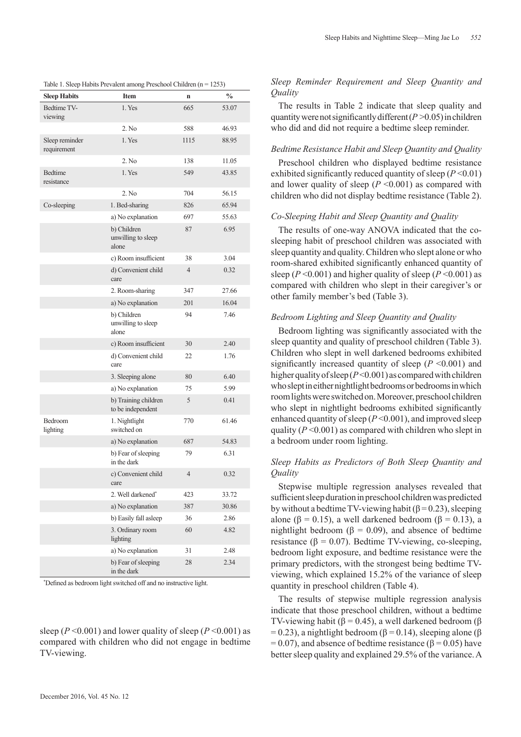Table 1. Sleep Habits Prevalent among Preschool Children (n = 1253)

| Sleep Habits | Item | n | % |
|---|---|---|---|
| Bedtime TV-viewing | 1. Yes | 665 | 53.07 |
| | 2. No | 588 | 46.93 |
| Sleep reminder requirement | 1. Yes | 1115 | 88.95 |
| | 2. No | 138 | 11.05 |
| Bedtime resistance | 1. Yes | 549 | 43.85 |
| | 2. No | 704 | 56.15 |
| Co-sleeping | 1. Bed-sharing | 826 | 65.94 |
| | a) No explanation | 697 | 55.63 |
| | b) Children unwilling to sleep alone | 87 | 6.95 |
| | c) Room insufficient | 38 | 3.04 |
| | d) Convenient child care | 4 | 0.32 |
| | 2. Room-sharing | 347 | 27.66 |
| | a) No explanation | 201 | 16.04 |
| | b) Children unwilling to sleep alone | 94 | 7.46 |
| | c) Room insufficient | 30 | 2.40 |
| | d) Convenient child care | 22 | 1.76 |
| | 3. Sleeping alone | 80 | 6.40 |
| | a) No explanation | 75 | 5.99 |
| | b) Training children to be independent | 5 | 0.41 |
| Bedroom lighting | 1. Nightlight switched on | 770 | 61.46 |
| | a) No explanation | 687 | 54.83 |
| | b) Fear of sleeping in the dark | 79 | 6.31 |
| | c) Convenient child care | 4 | 0.32 |
| | 2. Well darkened* | 423 | 33.72 |
| | a) No explanation | 387 | 30.86 |
| | b) Easily fall asleep | 36 | 2.86 |
| | 3. Ordinary room lighting | 60 | 4.82 |
| | a) No explanation | 31 | 2.48 |
| | b) Fear of sleeping in the dark | 28 | 2.34 |

*Defined as bedroom light switched off and no instructive light.

sleep ($P$ <0.001) and lower quality of sleep ($P$ <0.001) as compared with children who did not engage in bedtime TV-viewing.

### *Sleep Reminder Requirement and Sleep Quantity and Quality*

The results in Table 2 indicate that sleep quality and quantity were not significantly different ($P$ >0.05) in children who did and did not require a bedtime sleep reminder.

### *Bedtime Resistance Habit and Sleep Quantity and Quality*

Preschool children who displayed bedtime resistance exhibited significantly reduced quantity of sleep ($P$ <0.01) and lower quality of sleep ($P$ <0.001) as compared with children who did not display bedtime resistance (Table 2).

### *Co-Sleeping Habit and Sleep Quantity and Quality*

The results of one-way ANOVA indicated that the co-sleeping habit of preschool children was associated with sleep quantity and quality. Children who slept alone or who room-shared exhibited significantly enhanced quantity of sleep ($P$ <0.001) and higher quality of sleep ($P$ <0.001) as compared with children who slept in their caregiver's or other family member's bed (Table 3).

### *Bedroom Lighting and Sleep Quantity and Quality*

Bedroom lighting was significantly associated with the sleep quantity and quality of preschool children (Table 3). Children who slept in well darkened bedrooms exhibited significantly increased quantity of sleep ($P$ <0.001) and higher quality of sleep ($P$ <0.001) as compared with children who slept in either nightlight bedrooms or bedrooms in which room lights were switched on. Moreover, preschool children who slept in nightlight bedrooms exhibited significantly enhanced quantity of sleep ($P$ <0.001), and improved sleep quality ($P$ <0.001) as compared with children who slept in a bedroom under room lighting.

### *Sleep Habits as Predictors of Both Sleep Quantity and Quality*

Stepwise multiple regression analyses revealed that sufficient sleep duration in preschool children was predicted by without a bedtime TV-viewing habit ($\beta$ = 0.23), sleeping alone ($\beta$ = 0.15), a well darkened bedroom ($\beta$ = 0.13), a nightlight bedroom ($\beta$ = 0.09), and absence of bedtime resistance ($\beta$ = 0.07). Bedtime TV-viewing, co-sleeping, bedroom light exposure, and bedtime resistance were the primary predictors, with the strongest being bedtime TV-viewing, which explained 15.2% of the variance of sleep quantity in preschool children (Table 4).

The results of stepwise multiple regression analysis indicate that those preschool children, without a bedtime TV-viewing habit ($\beta$ = 0.45), a well darkened bedroom ($\beta$ = 0.23), a nightlight bedroom ($\beta$ = 0.14), sleeping alone ($\beta$ = 0.07), and absence of bedtime resistance ($\beta$ = 0.05) have better sleep quality and explained 29.5% of the variance. A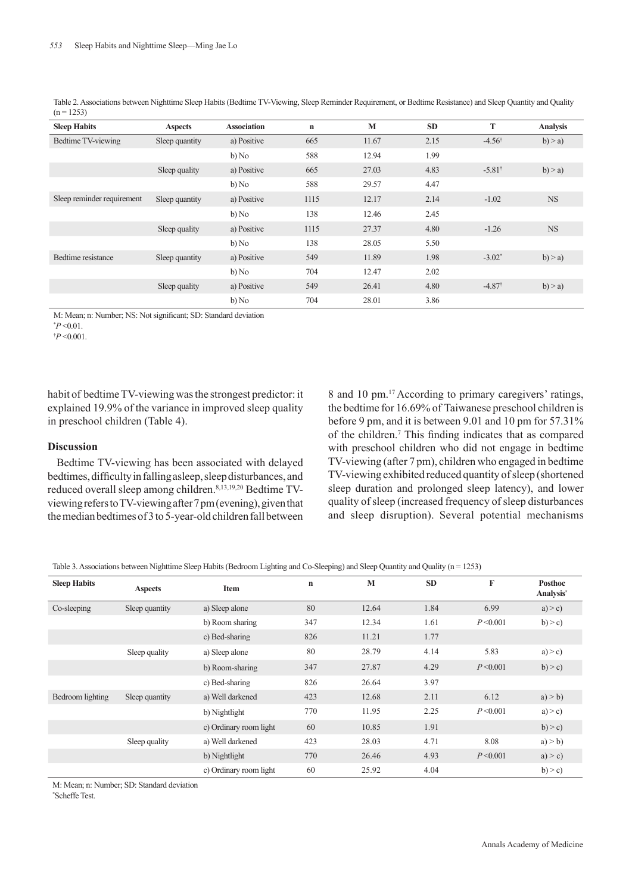Table 2. Associations between Nighttime Sleep Habits (Bedtime TV-Viewing, Sleep Reminder Requirement, or Bedtime Resistance) and Sleep Quantity and Quality (n = 1253)

| Sleep Habits | Aspects | Association | n | M | SD | T | Analysis |
|---|---|---|---|---|---|---|---|
| Bedtime TV-viewing | Sleep quantity | a) Positive | 665 | 11.67 | 2.15 | -4.56[†] | b) > a) |
| | | b) No | 588 | 12.94 | 1.99 | | |
| | Sleep quality | a) Positive | 665 | 27.03 | 4.83 | -5.81[†] | b) > a) |
| | | b) No | 588 | 29.57 | 4.47 | | |
| Sleep reminder requirement | Sleep quantity | a) Positive | 1115 | 12.17 | 2.14 | -1.02 | NS |
| | | b) No | 138 | 12.46 | 2.45 | | |
| | Sleep quality | a) Positive | 1115 | 27.37 | 4.80 | -1.26 | NS |
| | | b) No | 138 | 28.05 | 5.50 | | |
| Bedtime resistance | Sleep quantity | a) Positive | 549 | 11.89 | 1.98 | -3.02[*] | b) > a) |
| | | b) No | 704 | 12.47 | 2.02 | | |
| | Sleep quality | a) Positive | 549 | 26.41 | 4.80 | -4.87[†] | b) > a) |
| | | b) No | 704 | 28.01 | 3.86 | | |

M: Mean; n: Number; NS: Not significant; SD: Standard deviation

[*] $P < 0.01$.

[†] $P < 0.001$.

habit of bedtime TV-viewing was the strongest predictor: it explained 19.9% of the variance in improved sleep quality in preschool children (Table 4).

## Discussion

Bedtime TV-viewing has been associated with delayed bedtimes, difficulty in falling asleep, sleep disturbances, and reduced overall sleep among children.[8,13,19,20] Bedtime TV-viewing refers to TV-viewing after 7 pm (evening), given that the median bedtimes of 3 to 5-year-old children fall between 8 and 10 pm.[17] According to primary caregivers' ratings, the bedtime for 16.69% of Taiwanese preschool children is before 9 pm, and it is between 9.01 and 10 pm for 57.31% of the children.[7] This finding indicates that as compared with preschool children who did not engage in bedtime TV-viewing (after 7 pm), children who engaged in bedtime TV-viewing exhibited reduced quantity of sleep (shortened sleep duration and prolonged sleep latency), and lower quality of sleep (increased frequency of sleep disturbances and sleep disruption). Several potential mechanisms

Table 3. Associations between Nighttime Sleep Habits (Bedroom Lighting and Co-Sleeping) and Sleep Quantity and Quality (n = 1253)

| Sleep Habits | Aspects | Item | n | M | SD | F | Posthoc Analysis[*] |
|---|---|---|---|---|---|---|---|
| Co-sleeping | Sleep quantity | a) Sleep alone | 80 | 12.64 | 1.84 | 6.99 | a) > c) |
| | | b) Room sharing | 347 | 12.34 | 1.61 | $P < 0.001$ | b) > c) |
| | | c) Bed-sharing | 826 | 11.21 | 1.77 | | |
| | Sleep quality | a) Sleep alone | 80 | 28.79 | 4.14 | 5.83 | a) > c) |
| | | b) Room-sharing | 347 | 27.87 | 4.29 | $P < 0.001$ | b) > c) |
| | | c) Bed-sharing | 826 | 26.64 | 3.97 | | |
| Bedroom lighting | Sleep quantity | a) Well darkened | 423 | 12.68 | 2.11 | 6.12 | a) > b) |
| | | b) Nightlight | 770 | 11.95 | 2.25 | $P < 0.001$ | a) > c) |
| | | c) Ordinary room light | 60 | 10.85 | 1.91 | | b) > c) |
| | Sleep quality | a) Well darkened | 423 | 28.03 | 4.71 | 8.08 | a) > b) |
| | | b) Nightlight | 770 | 26.46 | 4.93 | $P < 0.001$ | a) > c) |
| | | c) Ordinary room light | 60 | 25.92 | 4.04 | | b) > c) |

M: Mean; n: Number; SD: Standard deviation

[*] Scheffe Test.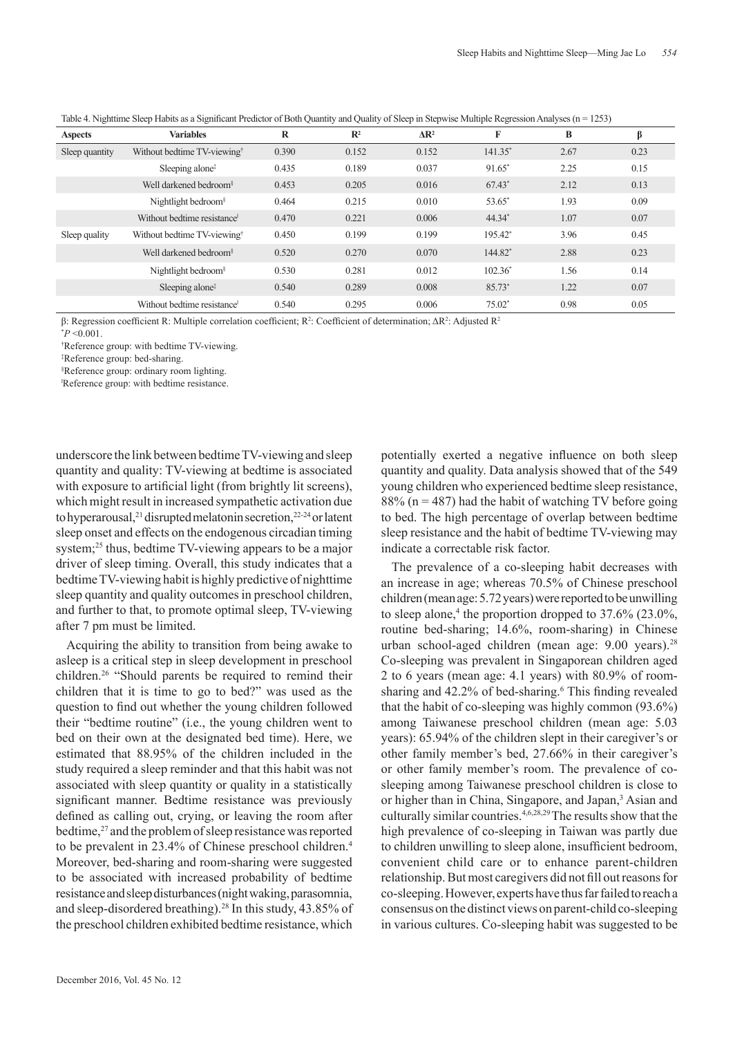Table 4. Nighttime Sleep Habits as a Significant Predictor of Both Quantity and Quality of Sleep in Stepwise Multiple Regression Analyses (n = 1253)

| Aspects | Variables | R | $R^2$ | $\Delta R^2$ | F | B | β |
|---|---|---|---|---|---|---|---|
| Sleep quantity | Without bedtime TV-viewing[†] | 0.390 | 0.152 | 0.152 | 141.35[*] | 2.67 | 0.23 |
| | Sleeping alone[‡] | 0.435 | 0.189 | 0.037 | 91.65[*] | 2.25 | 0.15 |
| | Well darkened bedroom[§] | 0.453 | 0.205 | 0.016 | 67.43[*] | 2.12 | 0.13 |
| | Nightlight bedroom[§] | 0.464 | 0.215 | 0.010 | 53.65[*] | 1.93 | 0.09 |
| | Without bedtime resistance[ǁ] | 0.470 | 0.221 | 0.006 | 44.34[*] | 1.07 | 0.07 |
| Sleep quality | Without bedtime TV-viewing[†] | 0.450 | 0.199 | 0.199 | 195.42[*] | 3.96 | 0.45 |
| | Well darkened bedroom[§] | 0.520 | 0.270 | 0.070 | 144.82[*] | 2.88 | 0.23 |
| | Nightlight bedroom[§] | 0.530 | 0.281 | 0.012 | 102.36[*] | 1.56 | 0.14 |
| | Sleeping alone[‡] | 0.540 | 0.289 | 0.008 | 85.73[*] | 1.22 | 0.07 |
| | Without bedtime resistance[ǁ] | 0.540 | 0.295 | 0.006 | 75.02[*] | 0.98 | 0.05 |

β: Regression coefficient R: Multiple correlation coefficient; $R^2$: Coefficient of determination; $\Delta R^2$: Adjusted $R^2$

[*]$P$ <0.001.

[†]Reference group: with bedtime TV-viewing.

[‡]Reference group: bed-sharing.

[§]Reference group: ordinary room lighting.

[ǁ]Reference group: with bedtime resistance.

underscore the link between bedtime TV-viewing and sleep quantity and quality: TV-viewing at bedtime is associated with exposure to artificial light (from brightly lit screens), which might result in increased sympathetic activation due to hyperarousal,[21] disrupted melatonin secretion,[22-24] or latent sleep onset and effects on the endogenous circadian timing system;[25] thus, bedtime TV-viewing appears to be a major driver of sleep timing. Overall, this study indicates that a bedtime TV-viewing habit is highly predictive of nighttime sleep quantity and quality outcomes in preschool children, and further to that, to promote optimal sleep, TV-viewing after 7 pm must be limited.

Acquiring the ability to transition from being awake to asleep is a critical step in sleep development in preschool children.[26] "Should parents be required to remind their children that it is time to go to bed?" was used as the question to find out whether the young children followed their "bedtime routine" (i.e., the young children went to bed on their own at the designated bed time). Here, we estimated that 88.95% of the children included in the study required a sleep reminder and that this habit was not associated with sleep quantity or quality in a statistically significant manner. Bedtime resistance was previously defined as calling out, crying, or leaving the room after bedtime,[27] and the problem of sleep resistance was reported to be prevalent in 23.4% of Chinese preschool children.[4] Moreover, bed-sharing and room-sharing were suggested to be associated with increased probability of bedtime resistance and sleep disturbances (night waking, parasomnia, and sleep-disordered breathing).[28] In this study, 43.85% of the preschool children exhibited bedtime resistance, which potentially exerted a negative influence on both sleep quantity and quality. Data analysis showed that of the 549 young children who experienced bedtime sleep resistance, 88% (n = 487) had the habit of watching TV before going to bed. The high percentage of overlap between bedtime sleep resistance and the habit of bedtime TV-viewing may indicate a correctable risk factor.

The prevalence of a co-sleeping habit decreases with an increase in age; whereas 70.5% of Chinese preschool children (mean age: 5.72 years) were reported to be unwilling to sleep alone,[4] the proportion dropped to 37.6% (23.0%, routine bed-sharing; 14.6%, room-sharing) in Chinese urban school-aged children (mean age: 9.00 years).[28] Co-sleeping was prevalent in Singaporean children aged 2 to 6 years (mean age: 4.1 years) with 80.9% of room-sharing and 42.2% of bed-sharing.[6] This finding revealed that the habit of co-sleeping was highly common (93.6%) among Taiwanese preschool children (mean age: 5.03 years): 65.94% of the children slept in their caregiver's or other family member's bed, 27.66% in their caregiver's or other family member's room. The prevalence of co-sleeping among Taiwanese preschool children is close to or higher than in China, Singapore, and Japan,[3] Asian and culturally similar countries.[4,6,28,29] The results show that the high prevalence of co-sleeping in Taiwan was partly due to children unwilling to sleep alone, insufficient bedroom, convenient child care or to enhance parent-children relationship. But most caregivers did not fill out reasons for co-sleeping. However, experts have thus far failed to reach a consensus on the distinct views on parent-child co-sleeping in various cultures. Co-sleeping habit was suggested to be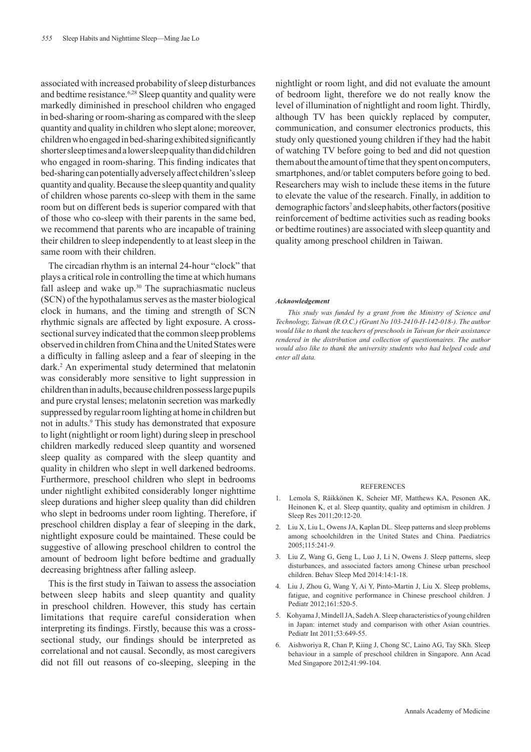associated with increased probability of sleep disturbances and bedtime resistance.[6,28] Sleep quantity and quality were markedly diminished in preschool children who engaged in bed-sharing or room-sharing as compared with the sleep quantity and quality in children who slept alone; moreover, children who engaged in bed-sharing exhibited significantly shorter sleep times and a lower sleep quality than did children who engaged in room-sharing. This finding indicates that bed-sharing can potentially adversely affect children's sleep quantity and quality. Because the sleep quantity and quality of children whose parents co-sleep with them in the same room but on different beds is superior compared with that of those who co-sleep with their parents in the same bed, we recommend that parents who are incapable of training their children to sleep independently to at least sleep in the same room with their children.

The circadian rhythm is an internal 24-hour "clock" that plays a critical role in controlling the time at which humans fall asleep and wake up.[30] The suprachiasmatic nucleus (SCN) of the hypothalamus serves as the master biological clock in humans, and the timing and strength of SCN rhythmic signals are affected by light exposure. A cross-sectional survey indicated that the common sleep problems observed in children from China and the United States were a difficulty in falling asleep and a fear of sleeping in the dark.[2] An experimental study determined that melatonin was considerably more sensitive to light suppression in children than in adults, because children possess large pupils and pure crystal lenses; melatonin secretion was markedly suppressed by regular room lighting at home in children but not in adults.[9] This study has demonstrated that exposure to light (nightlight or room light) during sleep in preschool children markedly reduced sleep quantity and worsened sleep quality as compared with the sleep quantity and quality in children who slept in well darkened bedrooms. Furthermore, preschool children who slept in bedrooms under nightlight exhibited considerably longer nighttime sleep durations and higher sleep quality than did children who slept in bedrooms under room lighting. Therefore, if preschool children display a fear of sleeping in the dark, nightlight exposure could be maintained. These could be suggestive of allowing preschool children to control the amount of bedroom light before bedtime and gradually decreasing brightness after falling asleep.

This is the first study in Taiwan to assess the association between sleep habits and sleep quantity and quality in preschool children. However, this study has certain limitations that require careful consideration when interpreting its findings. Firstly, because this was a cross-sectional study, our findings should be interpreted as correlational and not causal. Secondly, as most caregivers did not fill out reasons of co-sleeping, sleeping in the nightlight or room light, and did not evaluate the amount of bedroom light, therefore we do not really know the level of illumination of nightlight and room light. Thirdly, although TV has been quickly replaced by computer, communication, and consumer electronics products, this study only questioned young children if they had the habit of watching TV before going to bed and did not question them about the amount of time that they spent on computers, smartphones, and/or tablet computers before going to bed. Researchers may wish to include these items in the future to elevate the value of the research. Finally, in addition to demographic factors[7] and sleep habits, other factors (positive reinforcement of bedtime activities such as reading books or bedtime routines) are associated with sleep quantity and quality among preschool children in Taiwan.

***Acknowledgement***

*This study was funded by a grant from the Ministry of Science and Technology, Taiwan (R.O.C.) (Grant No 103-2410-H-142-018-). The author would like to thank the teachers of preschools in Taiwan for their assistance rendered in the distribution and collection of questionnaires. The author would also like to thank the university students who had helped code and enter all data.*

## REFERENCES

1. Lemola S, Räikkönen K, Scheier MF, Matthews KA, Pesonen AK, Heinonen K, et al. Sleep quantity, quality and optimism in children. J Sleep Res 2011;20:12-20.
2. Liu X, Liu L, Owens JA, Kaplan DL. Sleep patterns and sleep problems among schoolchildren in the United States and China. Paediatrics 2005;115:241-9.
3. Liu Z, Wang G, Geng L, Luo J, Li N, Owens J. Sleep patterns, sleep disturbances, and associated factors among Chinese urban preschool children. Behav Sleep Med 2014:14:1-18.
4. Liu J, Zhou G, Wang Y, Ai Y, Pinto-Martin J, Liu X. Sleep problems, fatigue, and cognitive performance in Chinese preschool children. J Pediatr 2012;161:520-5.
5. Kohyama J, Mindell JA, Sadeh A. Sleep characteristics of young children in Japan: internet study and comparison with other Asian countries. Pediatr Int 2011;53:649-55.
6. Aishworiya R, Chan P, Kiing J, Chong SC, Laino AG, Tay SKh. Sleep behaviour in a sample of preschool children in Singapore. Ann Acad Med Singapore 2012;41:99-104.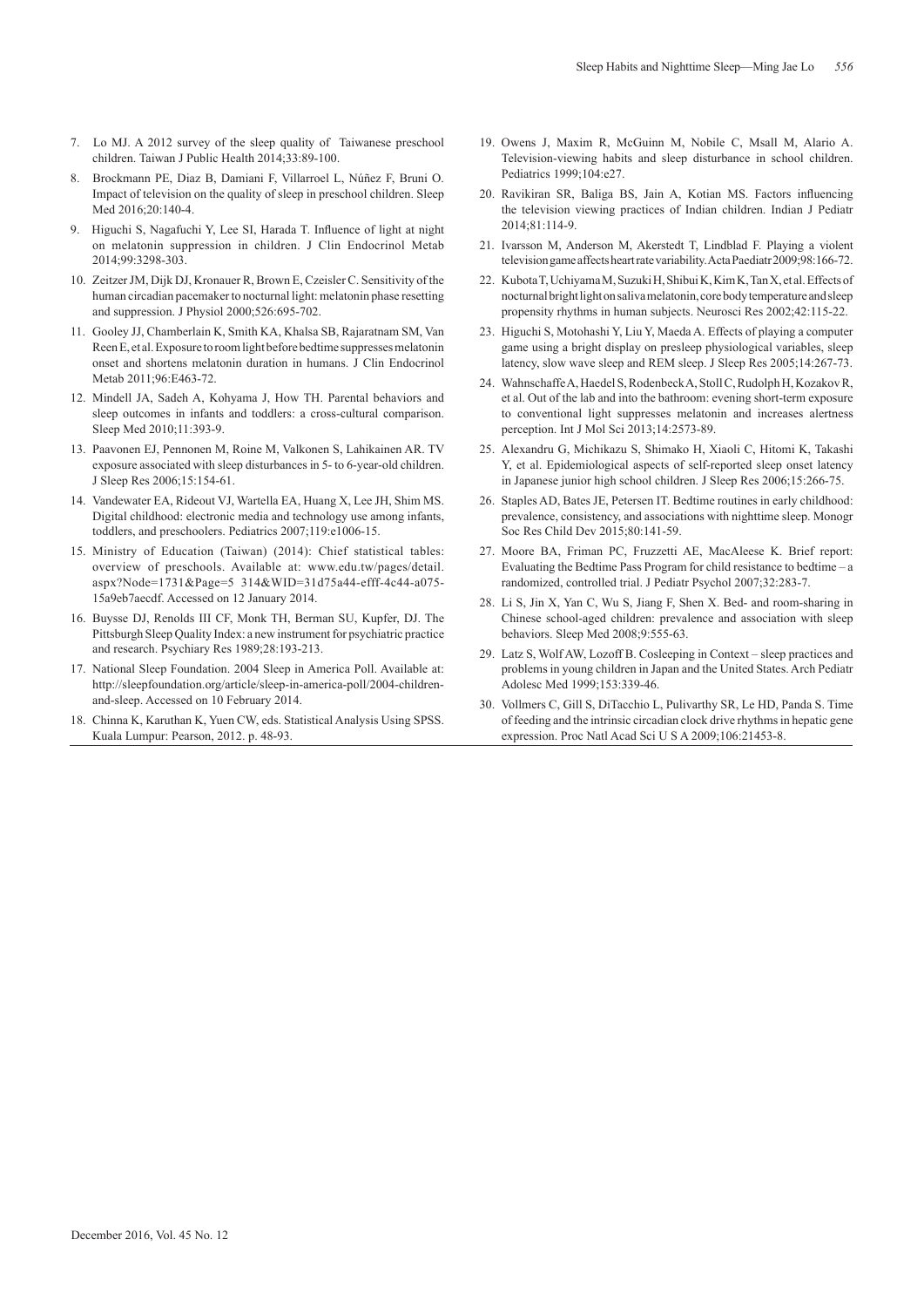7. Lo MJ. A 2012 survey of the sleep quality of Taiwanese preschool children. Taiwan J Public Health 2014;33:89-100.
8. Brockmann PE, Diaz B, Damiani F, Villarroel L, Núñez F, Bruni O. Impact of television on the quality of sleep in preschool children. Sleep Med 2016;20:140-4.
9. Higuchi S, Nagafuchi Y, Lee SI, Harada T. Influence of light at night on melatonin suppression in children. J Clin Endocrinol Metab 2014;99:3298-303.
10. Zeitzer JM, Dijk DJ, Kronauer R, Brown E, Czeisler C. Sensitivity of the human circadian pacemaker to nocturnal light: melatonin phase resetting and suppression. J Physiol 2000;526:695-702.
11. Gooley JJ, Chamberlain K, Smith KA, Khalsa SB, Rajaratnam SM, Van Reen E, et al. Exposure to room light before bedtime suppresses melatonin onset and shortens melatonin duration in humans. J Clin Endocrinol Metab 2011;96:E463-72.
12. Mindell JA, Sadeh A, Kohyama J, How TH. Parental behaviors and sleep outcomes in infants and toddlers: a cross-cultural comparison. Sleep Med 2010;11:393-9.
13. Paavonen EJ, Pennonen M, Roine M, Valkonen S, Lahikainen AR. TV exposure associated with sleep disturbances in 5- to 6-year-old children. J Sleep Res 2006;15:154-61.
14. Vandewater EA, Rideout VJ, Wartella EA, Huang X, Lee JH, Shim MS. Digital childhood: electronic media and technology use among infants, toddlers, and preschoolers. Pediatrics 2007;119:e1006-15.
15. Ministry of Education (Taiwan) (2014): Chief statistical tables: overview of preschools. Available at: www.edu.tw/pages/detail.aspx?Node=1731&Page=5 314&WID=31d75a44-efff-4c44-a075-15a9eb7aecdf. Accessed on 12 January 2014.
16. Buysse DJ, Renolds III CF, Monk TH, Berman SU, Kupfer, DJ. The Pittsburgh Sleep Quality Index: a new instrument for psychiatric practice and research. Psychiary Res 1989;28:193-213.
17. National Sleep Foundation. 2004 Sleep in America Poll. Available at: http://sleepfoundation.org/article/sleep-in-america-poll/2004-children-and-sleep. Accessed on 10 February 2014.
18. Chinna K, Karuthan K, Yuen CW, eds. Statistical Analysis Using SPSS. Kuala Lumpur: Pearson, 2012. p. 48-93.
19. Owens J, Maxim R, McGuinn M, Nobile C, Msall M, Alario A. Television-viewing habits and sleep disturbance in school children. Pediatrics 1999;104:e27.
20. Ravikiran SR, Baliga BS, Jain A, Kotian MS. Factors influencing the television viewing practices of Indian children. Indian J Pediatr 2014;81:114-9.
21. Ivarsson M, Anderson M, Akerstedt T, Lindblad F. Playing a violent television game affects heart rate variability. Acta Paediatr 2009;98:166-72.
22. Kubota T, Uchiyama M, Suzuki H, Shibui K, Kim K, Tan X, et al. Effects of nocturnal bright light on saliva melatonin, core body temperature and sleep propensity rhythms in human subjects. Neurosci Res 2002;42:115-22.
23. Higuchi S, Motohashi Y, Liu Y, Maeda A. Effects of playing a computer game using a bright display on presleep physiological variables, sleep latency, slow wave sleep and REM sleep. J Sleep Res 2005;14:267-73.
24. Wahnschaffe A, Haedel S, Rodenbeck A, Stoll C, Rudolph H, Kozakov R, et al. Out of the lab and into the bathroom: evening short-term exposure to conventional light suppresses melatonin and increases alertness perception. Int J Mol Sci 2013;14:2573-89.
25. Alexandru G, Michikazu S, Shimako H, Xiaoli C, Hitomi K, Takashi Y, et al. Epidemiological aspects of self-reported sleep onset latency in Japanese junior high school children. J Sleep Res 2006;15:266-75.
26. Staples AD, Bates JE, Petersen IT. Bedtime routines in early childhood: prevalence, consistency, and associations with nighttime sleep. Monogr Soc Res Child Dev 2015;80:141-59.
27. Moore BA, Friman PC, Fruzzetti AE, MacAleese K. Brief report: Evaluating the Bedtime Pass Program for child resistance to bedtime – a randomized, controlled trial. J Pediatr Psychol 2007;32:283-7.
28. Li S, Jin X, Yan C, Wu S, Jiang F, Shen X. Bed- and room-sharing in Chinese school-aged children: prevalence and association with sleep behaviors. Sleep Med 2008;9:555-63.
29. Latz S, Wolf AW, Lozoff B. Cosleeping in Context – sleep practices and problems in young children in Japan and the United States. Arch Pediatr Adolesc Med 1999;153:339-46.
30. Vollmers C, Gill S, DiTacchio L, Pulivarthy SR, Le HD, Panda S. Time of feeding and the intrinsic circadian clock drive rhythms in hepatic gene expression. Proc Natl Acad Sci U S A 2009;106:21453-8.